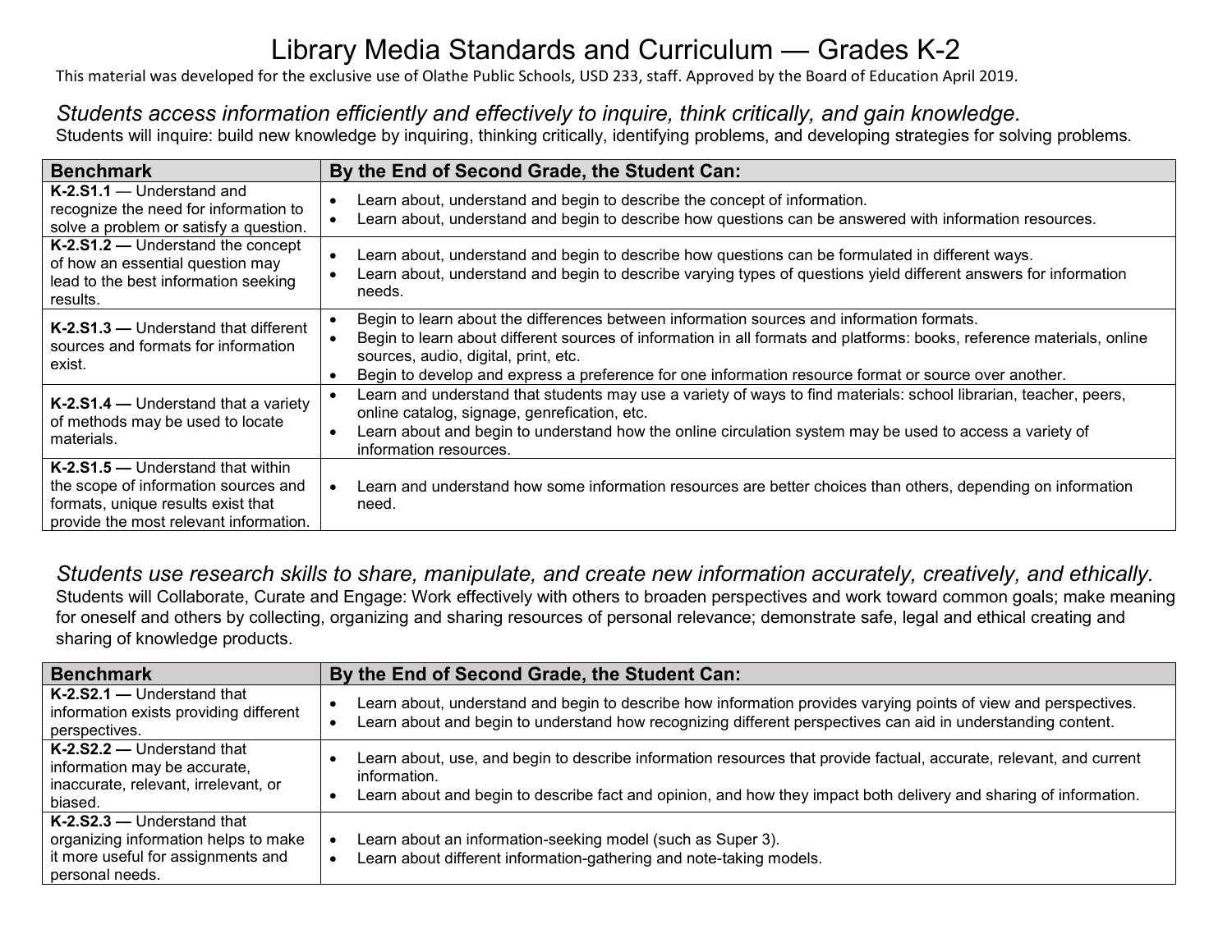# Library Media Standards and Curriculum — Grades K-2

This material was developed for the exclusive use of Olathe Public Schools, USD 233, staff. Approved by the Board of Education April 2019.

## *Students access information efficiently and effectively to inquire, think critically, and gain knowledge.*

Students will inquire: build new knowledge by inquiring, thinking critically, identifying problems, and developing strategies for solving problems.

| Benchmark | By the End of Second Grade, the Student Can: |
|---|---|
| **K-2.S1.1** — Understand and recognize the need for information to solve a problem or satisfy a question. | • Learn about, understand and begin to describe the concept of information.<br>• Learn about, understand and begin to describe how questions can be answered with information resources. |
| **K-2.S1.2 —** Understand the concept of how an essential question may lead to the best information seeking results. | • Learn about, understand and begin to describe how questions can be formulated in different ways.<br>• Learn about, understand and begin to describe varying types of questions yield different answers for information needs. |
| **K-2.S1.3 —** Understand that different sources and formats for information exist. | • Begin to learn about the differences between information sources and information formats.<br>• Begin to learn about different sources of information in all formats and platforms: books, reference materials, online sources, audio, digital, print, etc.<br>• Begin to develop and express a preference for one information resource format or source over another. |
| **K-2.S1.4 —** Understand that a variety of methods may be used to locate materials. | • Learn and understand that students may use a variety of ways to find materials: school librarian, teacher, peers, online catalog, signage, genrefication, etc.<br>• Learn about and begin to understand how the online circulation system may be used to access a variety of information resources. |
| **K-2.S1.5 —** Understand that within the scope of information sources and formats, unique results exist that provide the most relevant information. | • Learn and understand how some information resources are better choices than others, depending on information need. |

## *Students use research skills to share, manipulate, and create new information accurately, creatively, and ethically.*

Students will Collaborate, Curate and Engage: Work effectively with others to broaden perspectives and work toward common goals; make meaning for oneself and others by collecting, organizing and sharing resources of personal relevance; demonstrate safe, legal and ethical creating and sharing of knowledge products.

| Benchmark | By the End of Second Grade, the Student Can: |
|---|---|
| **K-2.S2.1 —** Understand that information exists providing different perspectives. | • Learn about, understand and begin to describe how information provides varying points of view and perspectives.<br>• Learn about and begin to understand how recognizing different perspectives can aid in understanding content. |
| **K-2.S2.2 —** Understand that information may be accurate, inaccurate, relevant, irrelevant, or biased. | • Learn about, use, and begin to describe information resources that provide factual, accurate, relevant, and current information.<br>• Learn about and begin to describe fact and opinion, and how they impact both delivery and sharing of information. |
| **K-2.S2.3 —** Understand that organizing information helps to make it more useful for assignments and personal needs. | • Learn about an information-seeking model (such as Super 3).<br>• Learn about different information-gathering and note-taking models. |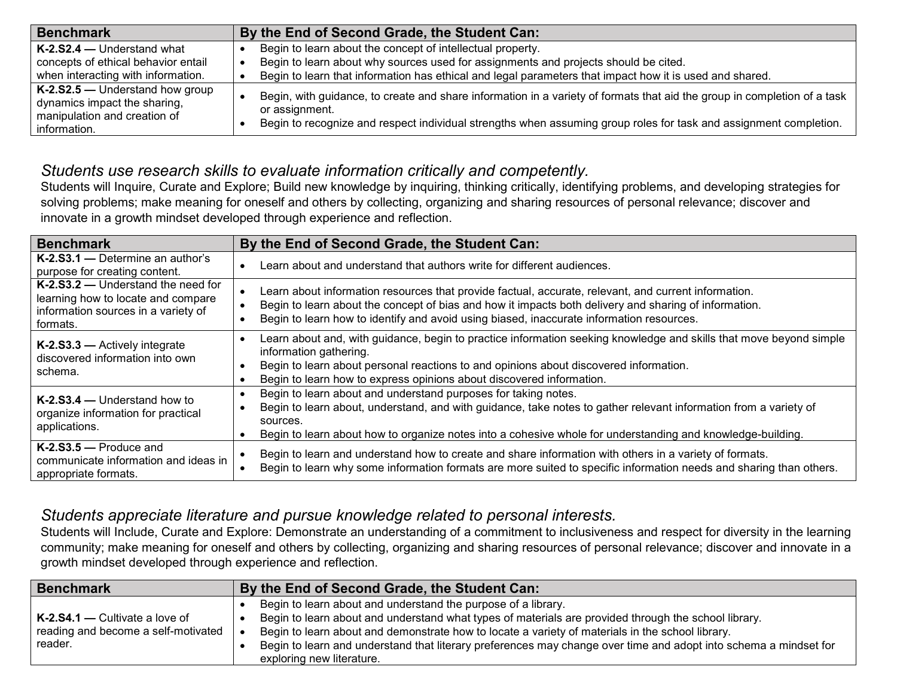| Benchmark | By the End of Second Grade, the Student Can: |
|---|---|
| **K-2.S2.4 —** Understand what concepts of ethical behavior entail when interacting with information. | • Begin to learn about the concept of intellectual property.<br>• Begin to learn about why sources used for assignments and projects should be cited.<br>• Begin to learn that information has ethical and legal parameters that impact how it is used and shared. |
| **K-2.S2.5 —** Understand how group dynamics impact the sharing, manipulation and creation of information. | • Begin, with guidance, to create and share information in a variety of formats that aid the group in completion of a task or assignment.<br>• Begin to recognize and respect individual strengths when assuming group roles for task and assignment completion. |

## *Students use research skills to evaluate information critically and competently.*

Students will Inquire, Curate and Explore; Build new knowledge by inquiring, thinking critically, identifying problems, and developing strategies for solving problems; make meaning for oneself and others by collecting, organizing and sharing resources of personal relevance; discover and innovate in a growth mindset developed through experience and reflection.

| Benchmark | By the End of Second Grade, the Student Can: |
|---|---|
| **K-2.S3.1 —** Determine an author's purpose for creating content. | • Learn about and understand that authors write for different audiences. |
| **K-2.S3.2 —** Understand the need for learning how to locate and compare information sources in a variety of formats. | • Learn about information resources that provide factual, accurate, relevant, and current information.<br>• Begin to learn about the concept of bias and how it impacts both delivery and sharing of information.<br>• Begin to learn how to identify and avoid using biased, inaccurate information resources. |
| **K-2.S3.3 —** Actively integrate discovered information into own schema. | • Learn about and, with guidance, begin to practice information seeking knowledge and skills that move beyond simple information gathering.<br>• Begin to learn about personal reactions to and opinions about discovered information.<br>• Begin to learn how to express opinions about discovered information. |
| **K-2.S3.4 —** Understand how to organize information for practical applications. | • Begin to learn about and understand purposes for taking notes.<br>• Begin to learn about, understand, and with guidance, take notes to gather relevant information from a variety of sources.<br>• Begin to learn about how to organize notes into a cohesive whole for understanding and knowledge-building. |
| **K-2.S3.5 —** Produce and communicate information and ideas in appropriate formats. | • Begin to learn and understand how to create and share information with others in a variety of formats.<br>• Begin to learn why some information formats are more suited to specific information needs and sharing than others. |

## *Students appreciate literature and pursue knowledge related to personal interests.*

Students will Include, Curate and Explore: Demonstrate an understanding of a commitment to inclusiveness and respect for diversity in the learning community; make meaning for oneself and others by collecting, organizing and sharing resources of personal relevance; discover and innovate in a growth mindset developed through experience and reflection.

| Benchmark | By the End of Second Grade, the Student Can: |
|---|---|
| **K-2.S4.1 —** Cultivate a love of reading and become a self-motivated reader. | • Begin to learn about and understand the purpose of a library.<br>• Begin to learn about and understand what types of materials are provided through the school library.<br>• Begin to learn about and demonstrate how to locate a variety of materials in the school library.<br>• Begin to learn and understand that literary preferences may change over time and adopt into schema a mindset for exploring new literature. |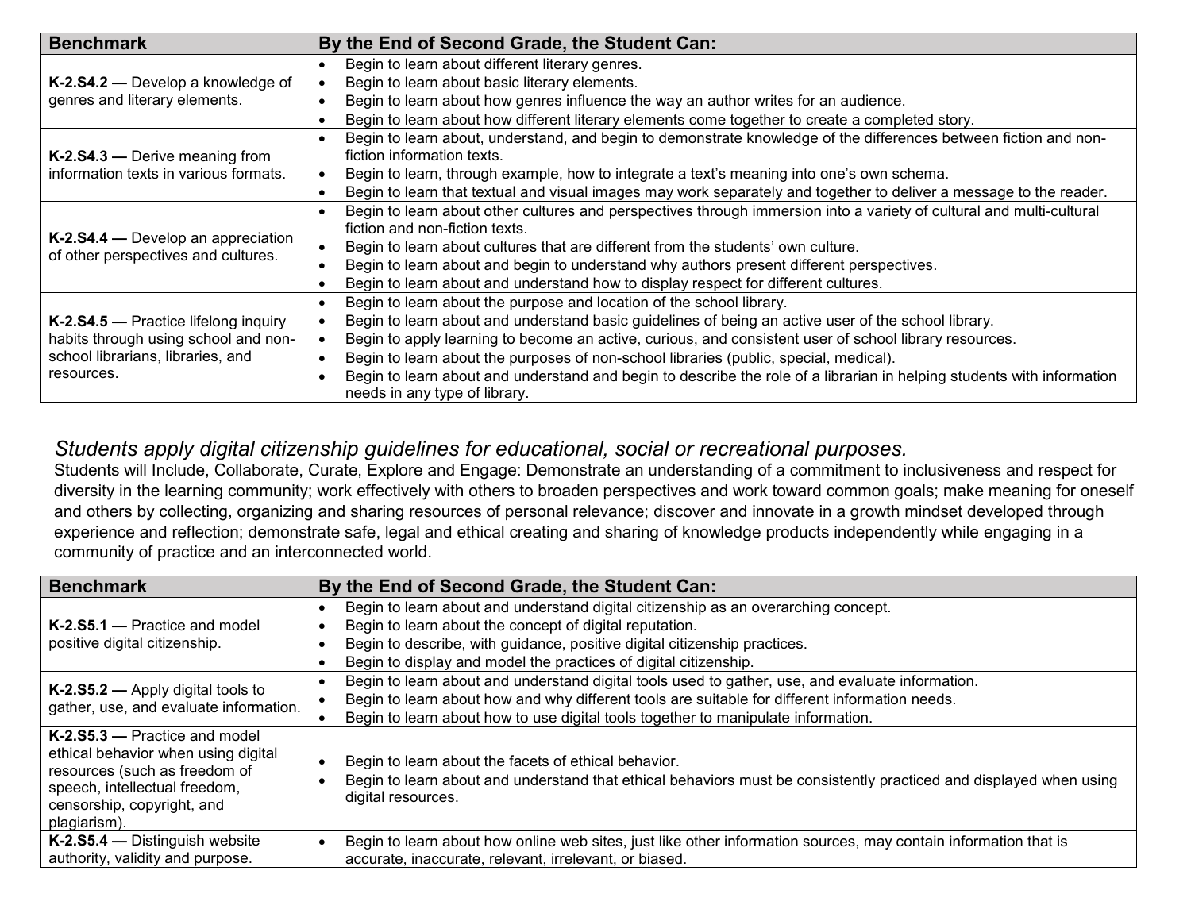| Benchmark | By the End of Second Grade, the Student Can: |
| --- | --- |
| **K-2.S4.2 —** Develop a knowledge of genres and literary elements. | • Begin to learn about different literary genres.<br>• Begin to learn about basic literary elements.<br>• Begin to learn about how genres influence the way an author writes for an audience.<br>• Begin to learn about how different literary elements come together to create a completed story. |
| **K-2.S4.3 —** Derive meaning from information texts in various formats. | • Begin to learn about, understand, and begin to demonstrate knowledge of the differences between fiction and non-fiction information texts.<br>• Begin to learn, through example, how to integrate a text's meaning into one's own schema.<br>• Begin to learn that textual and visual images may work separately and together to deliver a message to the reader. |
| **K-2.S4.4 —** Develop an appreciation of other perspectives and cultures. | • Begin to learn about other cultures and perspectives through immersion into a variety of cultural and multi-cultural fiction and non-fiction texts.<br>• Begin to learn about cultures that are different from the students' own culture.<br>• Begin to learn about and begin to understand why authors present different perspectives.<br>• Begin to learn about and understand how to display respect for different cultures. |
| **K-2.S4.5 —** Practice lifelong inquiry habits through using school and non-school librarians, libraries, and resources. | • Begin to learn about the purpose and location of the school library.<br>• Begin to learn about and understand basic guidelines of being an active user of the school library.<br>• Begin to apply learning to become an active, curious, and consistent user of school library resources.<br>• Begin to learn about the purposes of non-school libraries (public, special, medical).<br>• Begin to learn about and understand and begin to describe the role of a librarian in helping students with information needs in any type of library. |

## *Students apply digital citizenship guidelines for educational, social or recreational purposes.*

Students will Include, Collaborate, Curate, Explore and Engage: Demonstrate an understanding of a commitment to inclusiveness and respect for diversity in the learning community; work effectively with others to broaden perspectives and work toward common goals; make meaning for oneself and others by collecting, organizing and sharing resources of personal relevance; discover and innovate in a growth mindset developed through experience and reflection; demonstrate safe, legal and ethical creating and sharing of knowledge products independently while engaging in a community of practice and an interconnected world.

| Benchmark | By the End of Second Grade, the Student Can: |
| --- | --- |
| **K-2.S5.1 —** Practice and model positive digital citizenship. | • Begin to learn about and understand digital citizenship as an overarching concept.<br>• Begin to learn about the concept of digital reputation.<br>• Begin to describe, with guidance, positive digital citizenship practices.<br>• Begin to display and model the practices of digital citizenship. |
| **K-2.S5.2 —** Apply digital tools to gather, use, and evaluate information. | • Begin to learn about and understand digital tools used to gather, use, and evaluate information.<br>• Begin to learn about how and why different tools are suitable for different information needs.<br>• Begin to learn about how to use digital tools together to manipulate information. |
| **K-2.S5.3 —** Practice and model ethical behavior when using digital resources (such as freedom of speech, intellectual freedom, censorship, copyright, and plagiarism). | • Begin to learn about the facets of ethical behavior.<br>• Begin to learn about and understand that ethical behaviors must be consistently practiced and displayed when using digital resources. |
| **K-2.S5.4 —** Distinguish website authority, validity and purpose. | • Begin to learn about how online web sites, just like other information sources, may contain information that is accurate, inaccurate, relevant, irrelevant, or biased. |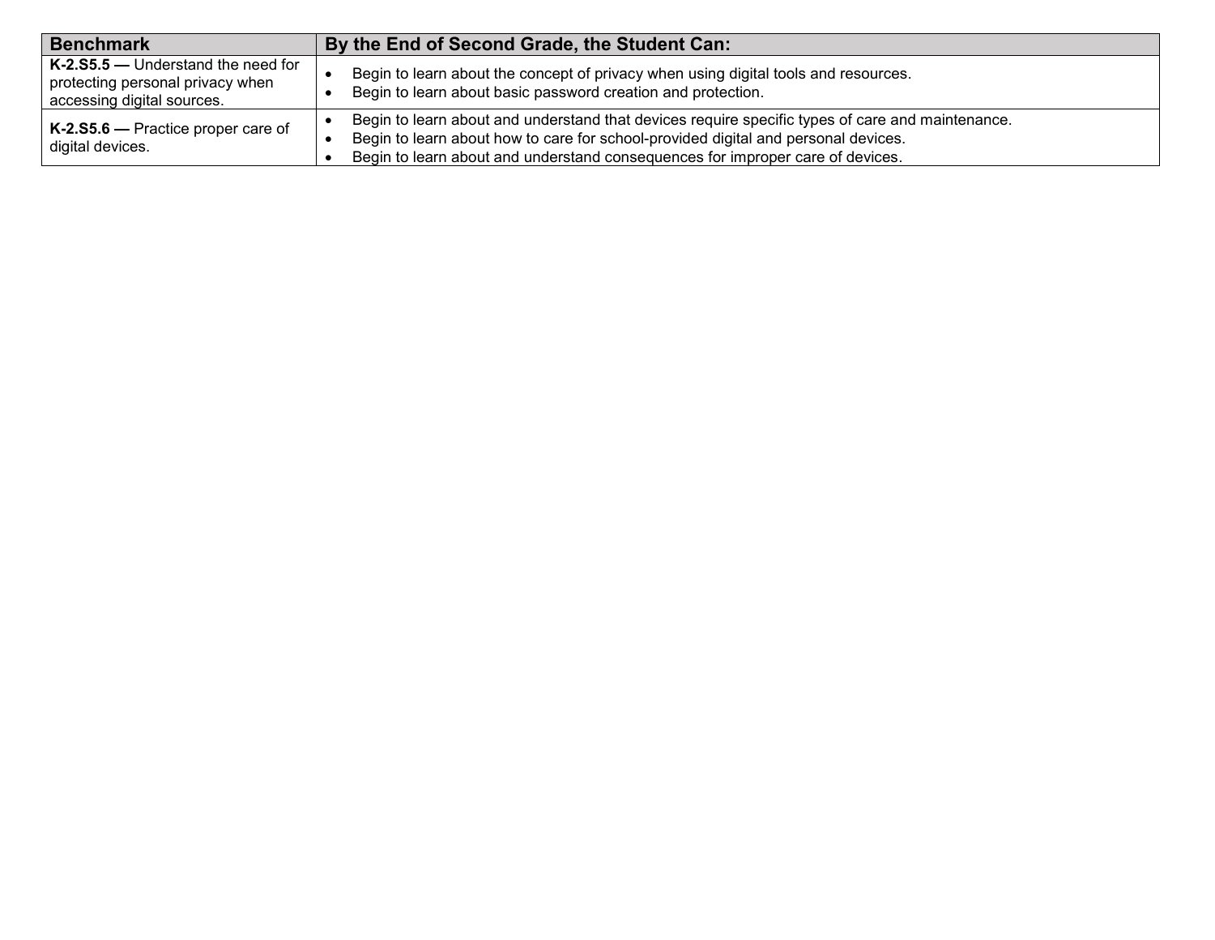| Benchmark | By the End of Second Grade, the Student Can: |
|---|---|
| **K-2.S5.5 —** Understand the need for protecting personal privacy when accessing digital sources. | • Begin to learn about the concept of privacy when using digital tools and resources.<br>• Begin to learn about basic password creation and protection. |
| **K-2.S5.6 —** Practice proper care of digital devices. | • Begin to learn about and understand that devices require specific types of care and maintenance.<br>• Begin to learn about how to care for school-provided digital and personal devices.<br>• Begin to learn about and understand consequences for improper care of devices. |